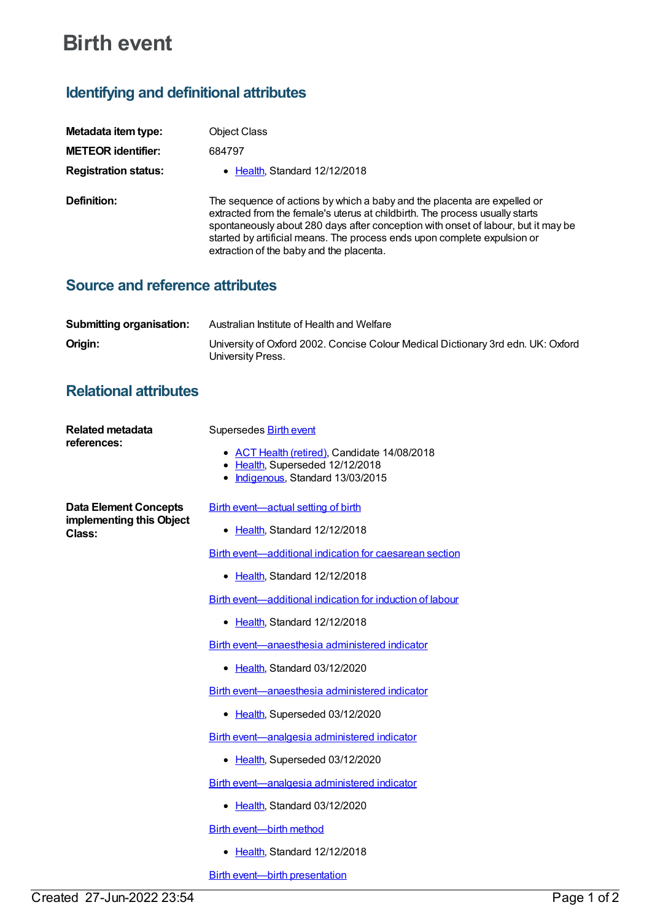# Birth event

## Identifying and definitional attributes

**Metadata item type:** Object Class

**METEOR identifier:** 684797

**Registration status:**

- Health, Standard 12/12/2018

**Definition:** The sequence of actions by which a baby and the placenta are expelled or extracted from the female's uterus at childbirth. The process usually starts spontaneously about 280 days after conception with onset of labour, but it may be started by artificial means. The process ends upon complete expulsion or extraction of the baby and the placenta.

## Source and reference attributes

**Submitting organisation:** Australian Institute of Health and Welfare

**Origin:** University of Oxford 2002. Concise Colour Medical Dictionary 3rd edn. UK: Oxford University Press.

## Relational attributes

**Related metadata references:**

Supersedes Birth event

- ACT Health (retired), Candidate 14/08/2018
- Health, Superseded 12/12/2018
- Indigenous, Standard 13/03/2015

**Data Element Concepts implementing this Object Class:**

Birth event—actual setting of birth

- Health, Standard 12/12/2018

Birth event—additional indication for caesarean section

- Health, Standard 12/12/2018

Birth event—additional indication for induction of labour

- Health, Standard 12/12/2018

Birth event—anaesthesia administered indicator

- Health, Standard 03/12/2020

Birth event—anaesthesia administered indicator

- Health, Superseded 03/12/2020

Birth event—analgesia administered indicator

- Health, Superseded 03/12/2020

Birth event—analgesia administered indicator

- Health, Standard 03/12/2020

Birth event—birth method

- Health, Standard 12/12/2018

Birth event—birth presentation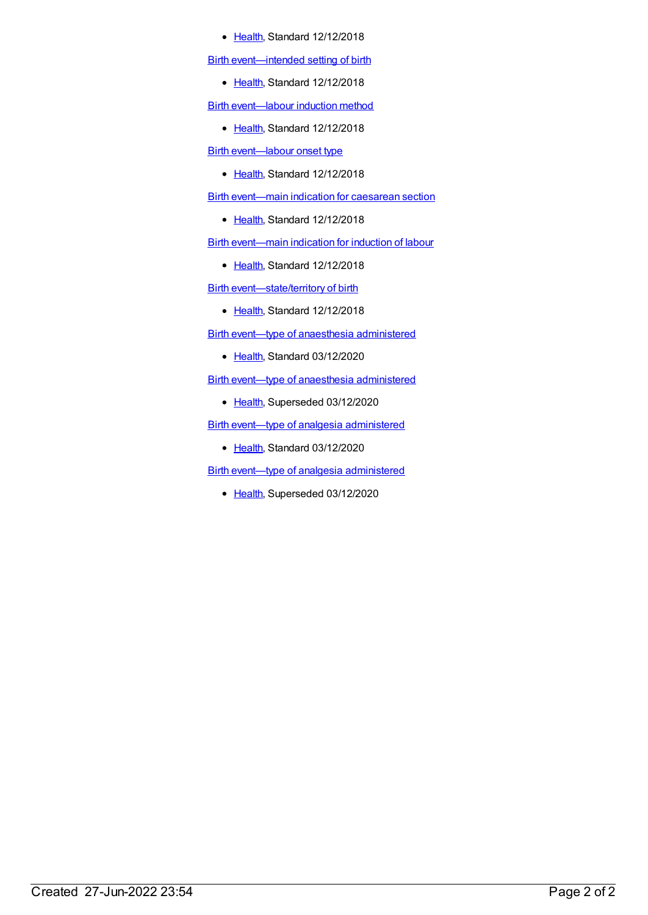- Health, Standard 12/12/2018

Birth event—intended setting of birth

- Health, Standard 12/12/2018

Birth event—labour induction method

- Health, Standard 12/12/2018

Birth event—labour onset type

- Health, Standard 12/12/2018

Birth event—main indication for caesarean section

- Health, Standard 12/12/2018

Birth event—main indication for induction of labour

- Health, Standard 12/12/2018

Birth event—state/territory of birth

- Health, Standard 12/12/2018

Birth event—type of anaesthesia administered

- Health, Standard 03/12/2020

Birth event—type of anaesthesia administered

- Health, Superseded 03/12/2020

Birth event—type of analgesia administered

- Health, Standard 03/12/2020

Birth event—type of analgesia administered

- Health, Superseded 03/12/2020